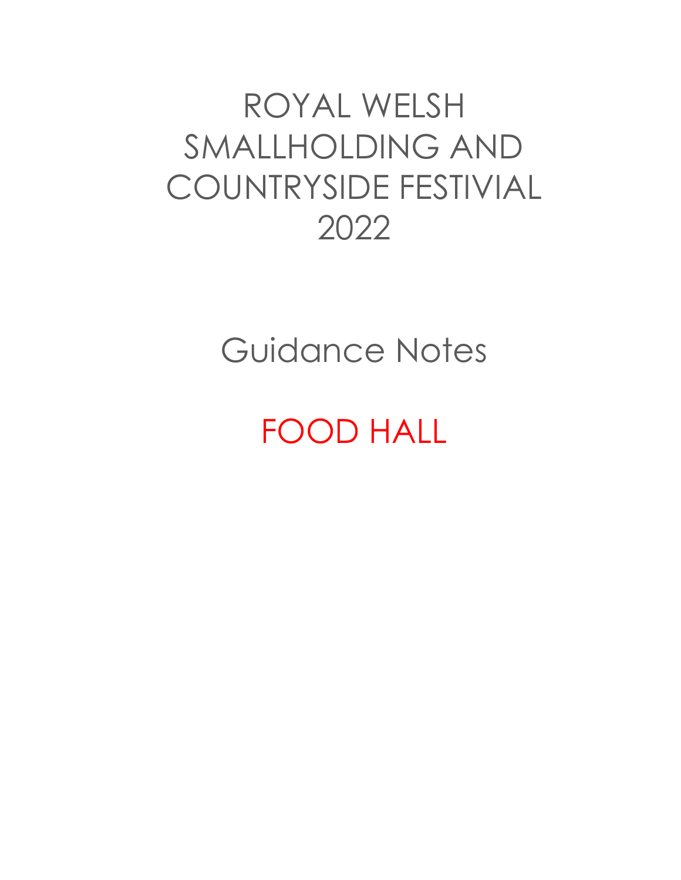# ROYAL WELSH SMALLHOLDING AND COUNTRYSIDE FESTIVIAL 2022

## Guidance Notes

## FOOD HALL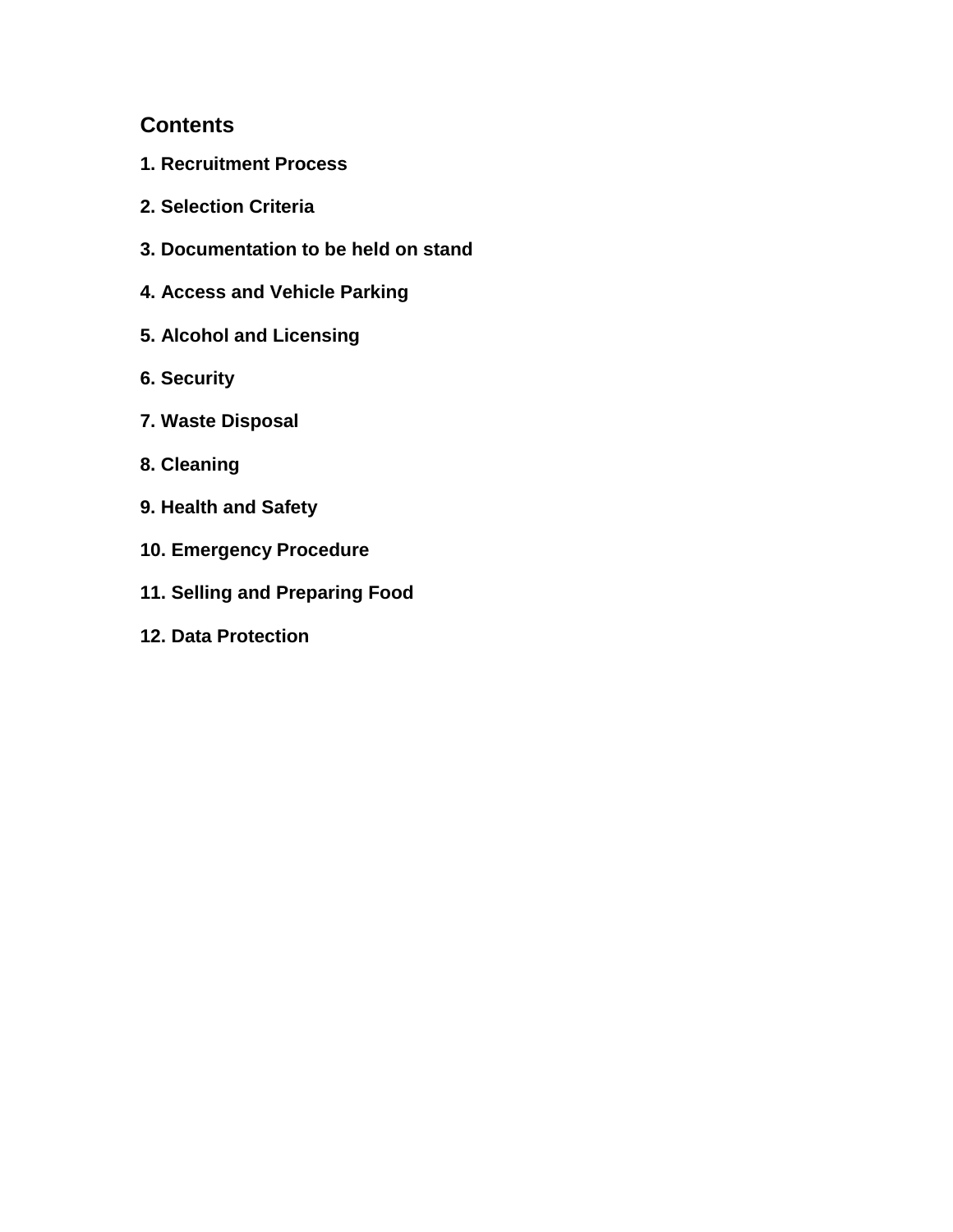## Contents

**1. Recruitment Process**

**2. Selection Criteria**

**3. Documentation to be held on stand**

**4. Access and Vehicle Parking**

**5. Alcohol and Licensing**

**6. Security**

**7. Waste Disposal**

**8. Cleaning**

**9. Health and Safety**

**10. Emergency Procedure**

**11. Selling and Preparing Food**

**12. Data Protection**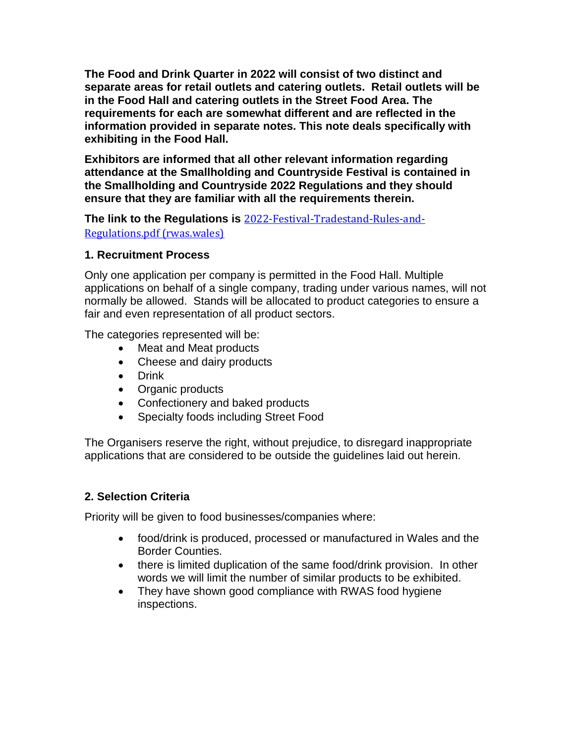**The Food and Drink Quarter in 2022 will consist of two distinct and separate areas for retail outlets and catering outlets. Retail outlets will be in the Food Hall and catering outlets in the Street Food Area. The requirements for each are somewhat different and are reflected in the information provided in separate notes. This note deals specifically with exhibiting in the Food Hall.**

**Exhibitors are informed that all other relevant information regarding attendance at the Smallholding and Countryside Festival is contained in the Smallholding and Countryside 2022 Regulations and they should ensure that they are familiar with all the requirements therein.**

**The link to the Regulations is** [2022-Festival-Tradestand-Rules-and-Regulations.pdf (rwas.wales)](2022-Festival-Tradestand-Rules-and-Regulations.pdf)

### 1. Recruitment Process

Only one application per company is permitted in the Food Hall. Multiple applications on behalf of a single company, trading under various names, will not normally be allowed. Stands will be allocated to product categories to ensure a fair and even representation of all product sectors.

The categories represented will be:

- Meat and Meat products
- Cheese and dairy products
- Drink
- Organic products
- Confectionery and baked products
- Specialty foods including Street Food

The Organisers reserve the right, without prejudice, to disregard inappropriate applications that are considered to be outside the guidelines laid out herein.

### 2. Selection Criteria

Priority will be given to food businesses/companies where:

- food/drink is produced, processed or manufactured in Wales and the Border Counties.
- there is limited duplication of the same food/drink provision. In other words we will limit the number of similar products to be exhibited.
- They have shown good compliance with RWAS food hygiene inspections.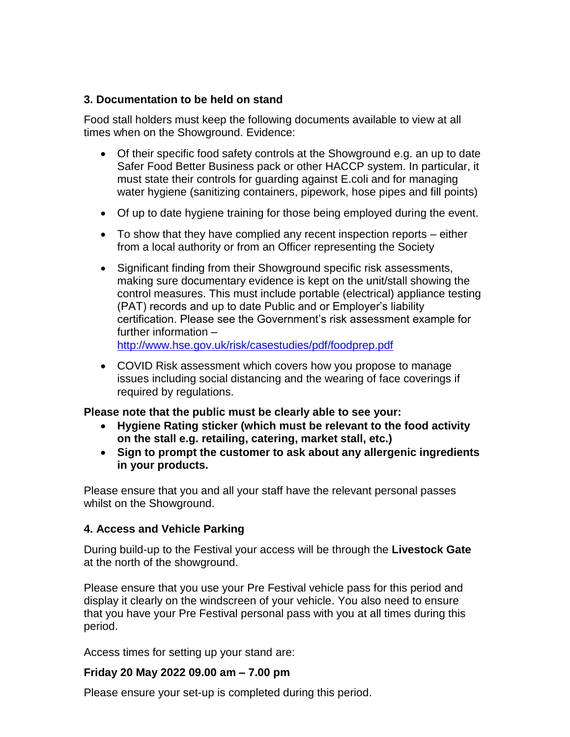### 3. Documentation to be held on stand

Food stall holders must keep the following documents available to view at all times when on the Showground. Evidence:

- Of their specific food safety controls at the Showground e.g. an up to date Safer Food Better Business pack or other HACCP system. In particular, it must state their controls for guarding against E.coli and for managing water hygiene (sanitizing containers, pipework, hose pipes and fill points)
- Of up to date hygiene training for those being employed during the event.
- To show that they have complied any recent inspection reports – either from a local authority or from an Officer representing the Society
- Significant finding from their Showground specific risk assessments, making sure documentary evidence is kept on the unit/stall showing the control measures. This must include portable (electrical) appliance testing (PAT) records and up to date Public and or Employer's liability certification. Please see the Government's risk assessment example for further information – http://www.hse.gov.uk/risk/casestudies/pdf/foodprep.pdf
- COVID Risk assessment which covers how you propose to manage issues including social distancing and the wearing of face coverings if required by regulations.

**Please note that the public must be clearly able to see your:**

- **Hygiene Rating sticker (which must be relevant to the food activity on the stall e.g. retailing, catering, market stall, etc.)**
- **Sign to prompt the customer to ask about any allergenic ingredients in your products.**

Please ensure that you and all your staff have the relevant personal passes whilst on the Showground.

### 4. Access and Vehicle Parking

During build-up to the Festival your access will be through the **Livestock Gate** at the north of the showground.

Please ensure that you use your Pre Festival vehicle pass for this period and display it clearly on the windscreen of your vehicle. You also need to ensure that you have your Pre Festival personal pass with you at all times during this period.

Access times for setting up your stand are:

**Friday 20 May 2022 09.00 am – 7.00 pm**

Please ensure your set-up is completed during this period.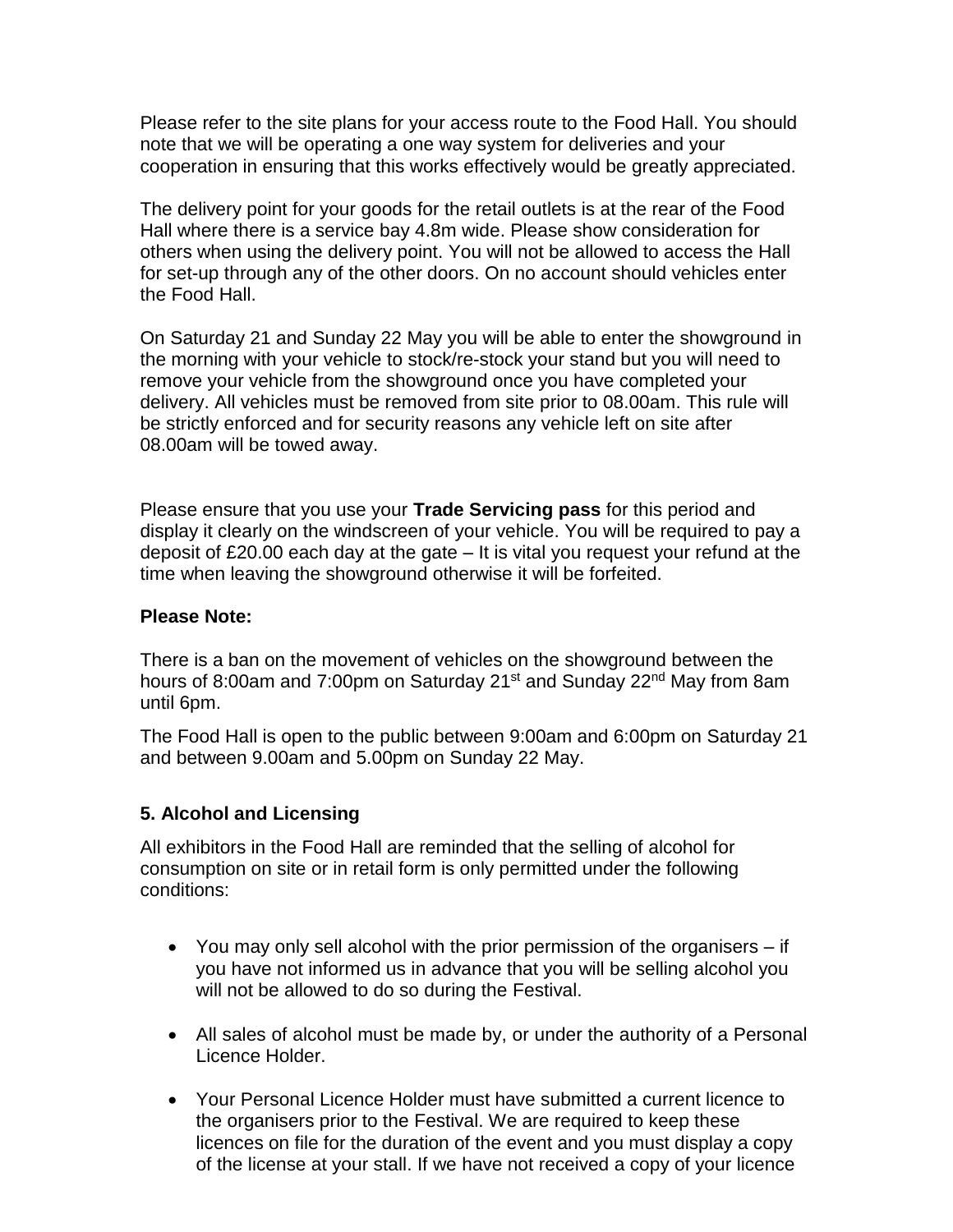Please refer to the site plans for your access route to the Food Hall. You should note that we will be operating a one way system for deliveries and your cooperation in ensuring that this works effectively would be greatly appreciated.

The delivery point for your goods for the retail outlets is at the rear of the Food Hall where there is a service bay 4.8m wide. Please show consideration for others when using the delivery point. You will not be allowed to access the Hall for set-up through any of the other doors. On no account should vehicles enter the Food Hall.

On Saturday 21 and Sunday 22 May you will be able to enter the showground in the morning with your vehicle to stock/re-stock your stand but you will need to remove your vehicle from the showground once you have completed your delivery. All vehicles must be removed from site prior to 08.00am. This rule will be strictly enforced and for security reasons any vehicle left on site after 08.00am will be towed away.

Please ensure that you use your **Trade Servicing pass** for this period and display it clearly on the windscreen of your vehicle. You will be required to pay a deposit of £20.00 each day at the gate – It is vital you request your refund at the time when leaving the showground otherwise it will be forfeited.

**Please Note:**

There is a ban on the movement of vehicles on the showground between the hours of 8:00am and 7:00pm on Saturday 21st and Sunday 22nd May from 8am until 6pm.

The Food Hall is open to the public between 9:00am and 6:00pm on Saturday 21 and between 9.00am and 5.00pm on Sunday 22 May.

### 5. Alcohol and Licensing

All exhibitors in the Food Hall are reminded that the selling of alcohol for consumption on site or in retail form is only permitted under the following conditions:

- You may only sell alcohol with the prior permission of the organisers – if you have not informed us in advance that you will be selling alcohol you will not be allowed to do so during the Festival.
- All sales of alcohol must be made by, or under the authority of a Personal Licence Holder.
- Your Personal Licence Holder must have submitted a current licence to the organisers prior to the Festival. We are required to keep these licences on file for the duration of the event and you must display a copy of the license at your stall. If we have not received a copy of your licence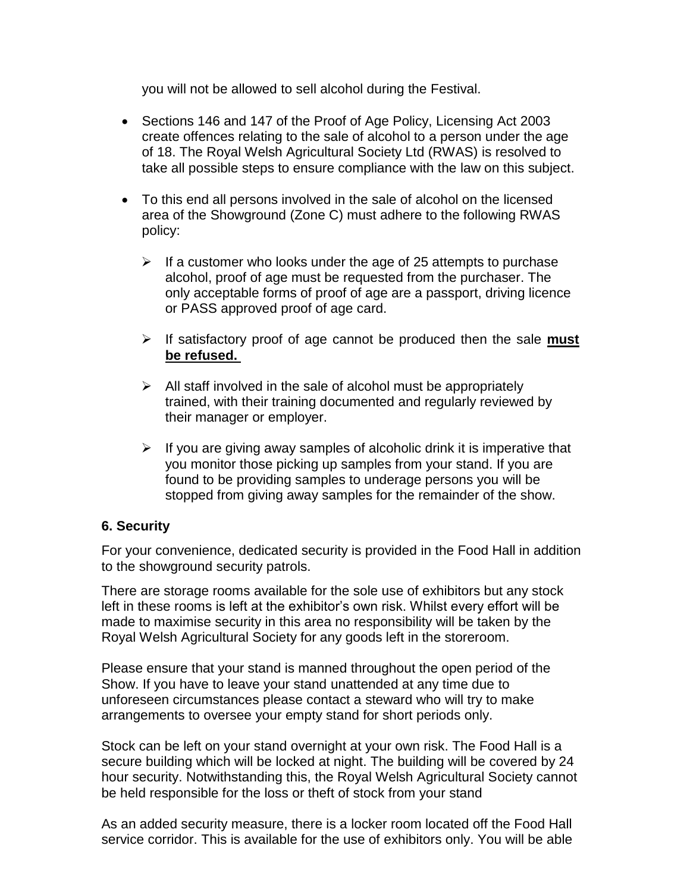you will not be allowed to sell alcohol during the Festival.

- Sections 146 and 147 of the Proof of Age Policy, Licensing Act 2003 create offences relating to the sale of alcohol to a person under the age of 18. The Royal Welsh Agricultural Society Ltd (RWAS) is resolved to take all possible steps to ensure compliance with the law on this subject.

- To this end all persons involved in the sale of alcohol on the licensed area of the Showground (Zone C) must adhere to the following RWAS policy:

  - If a customer who looks under the age of 25 attempts to purchase alcohol, proof of age must be requested from the purchaser. The only acceptable forms of proof of age are a passport, driving licence or PASS approved proof of age card.

  - If satisfactory proof of age cannot be produced then the sale **must be refused.**

  - All staff involved in the sale of alcohol must be appropriately trained, with their training documented and regularly reviewed by their manager or employer.

  - If you are giving away samples of alcoholic drink it is imperative that you monitor those picking up samples from your stand. If you are found to be providing samples to underage persons you will be stopped from giving away samples for the remainder of the show.

### 6. Security

For your convenience, dedicated security is provided in the Food Hall in addition to the showground security patrols.

There are storage rooms available for the sole use of exhibitors but any stock left in these rooms is left at the exhibitor's own risk. Whilst every effort will be made to maximise security in this area no responsibility will be taken by the Royal Welsh Agricultural Society for any goods left in the storeroom.

Please ensure that your stand is manned throughout the open period of the Show. If you have to leave your stand unattended at any time due to unforeseen circumstances please contact a steward who will try to make arrangements to oversee your empty stand for short periods only.

Stock can be left on your stand overnight at your own risk. The Food Hall is a secure building which will be locked at night. The building will be covered by 24 hour security. Notwithstanding this, the Royal Welsh Agricultural Society cannot be held responsible for the loss or theft of stock from your stand

As an added security measure, there is a locker room located off the Food Hall service corridor. This is available for the use of exhibitors only. You will be able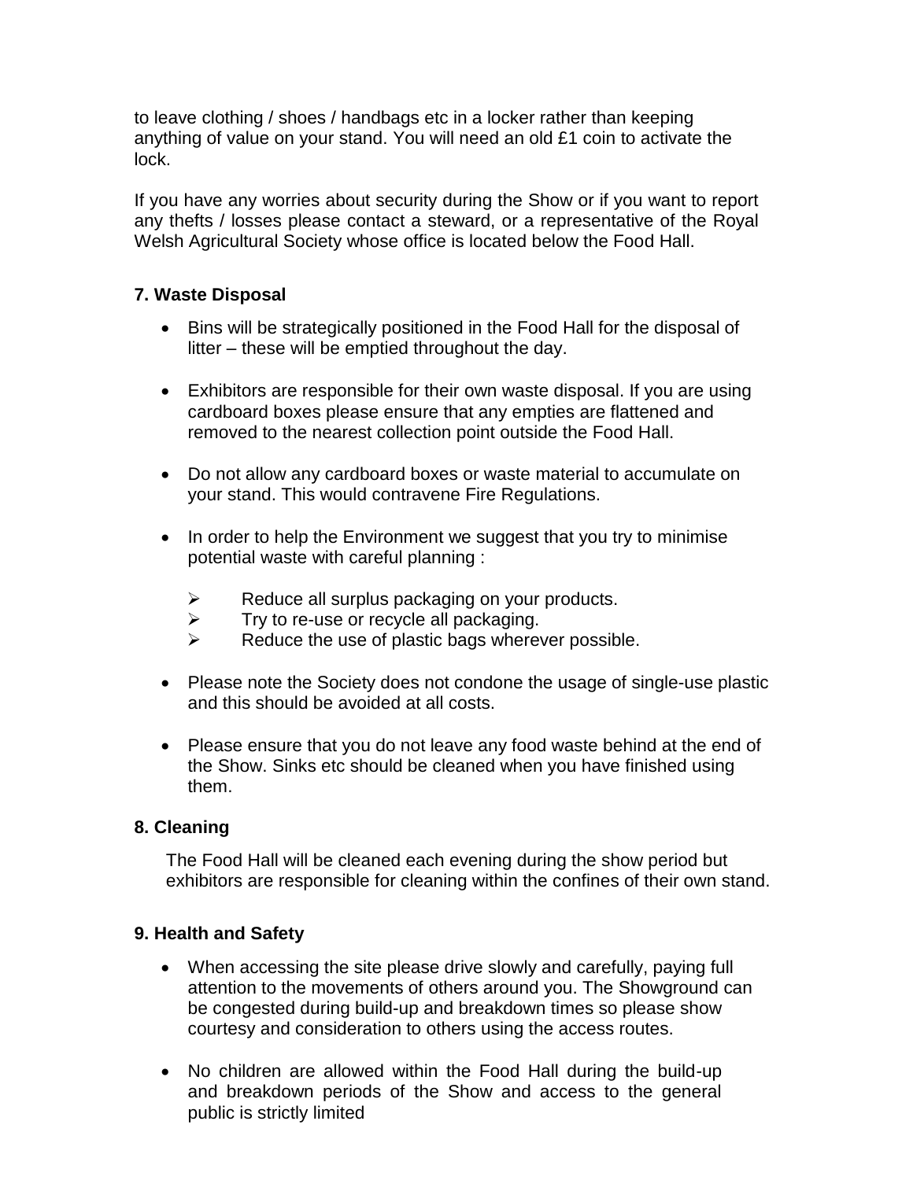to leave clothing / shoes / handbags etc in a locker rather than keeping anything of value on your stand. You will need an old £1 coin to activate the lock.

If you have any worries about security during the Show or if you want to report any thefts / losses please contact a steward, or a representative of the Royal Welsh Agricultural Society whose office is located below the Food Hall.

### 7. Waste Disposal

- Bins will be strategically positioned in the Food Hall for the disposal of litter – these will be emptied throughout the day.
- Exhibitors are responsible for their own waste disposal. If you are using cardboard boxes please ensure that any empties are flattened and removed to the nearest collection point outside the Food Hall.
- Do not allow any cardboard boxes or waste material to accumulate on your stand. This would contravene Fire Regulations.
- In order to help the Environment we suggest that you try to minimise potential waste with careful planning :
    - Reduce all surplus packaging on your products.
    - Try to re-use or recycle all packaging.
    - Reduce the use of plastic bags wherever possible.
- Please note the Society does not condone the usage of single-use plastic and this should be avoided at all costs.
- Please ensure that you do not leave any food waste behind at the end of the Show. Sinks etc should be cleaned when you have finished using them.

### 8. Cleaning

The Food Hall will be cleaned each evening during the show period but exhibitors are responsible for cleaning within the confines of their own stand.

### 9. Health and Safety

- When accessing the site please drive slowly and carefully, paying full attention to the movements of others around you. The Showground can be congested during build-up and breakdown times so please show courtesy and consideration to others using the access routes.
- No children are allowed within the Food Hall during the build-up and breakdown periods of the Show and access to the general public is strictly limited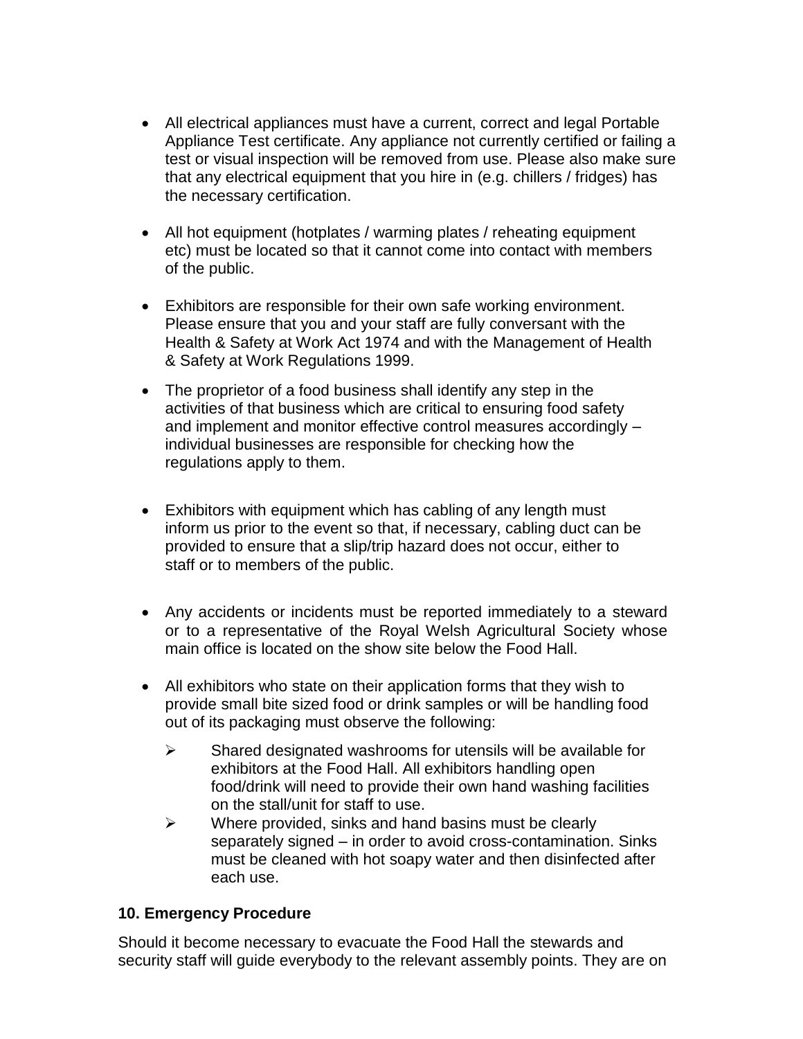- All electrical appliances must have a current, correct and legal Portable Appliance Test certificate. Any appliance not currently certified or failing a test or visual inspection will be removed from use. Please also make sure that any electrical equipment that you hire in (e.g. chillers / fridges) has the necessary certification.

- All hot equipment (hotplates / warming plates / reheating equipment etc) must be located so that it cannot come into contact with members of the public.

- Exhibitors are responsible for their own safe working environment. Please ensure that you and your staff are fully conversant with the Health & Safety at Work Act 1974 and with the Management of Health & Safety at Work Regulations 1999.

- The proprietor of a food business shall identify any step in the activities of that business which are critical to ensuring food safety and implement and monitor effective control measures accordingly – individual businesses are responsible for checking how the regulations apply to them.

- Exhibitors with equipment which has cabling of any length must inform us prior to the event so that, if necessary, cabling duct can be provided to ensure that a slip/trip hazard does not occur, either to staff or to members of the public.

- Any accidents or incidents must be reported immediately to a steward or to a representative of the Royal Welsh Agricultural Society whose main office is located on the show site below the Food Hall.

- All exhibitors who state on their application forms that they wish to provide small bite sized food or drink samples or will be handling food out of its packaging must observe the following:
  - Shared designated washrooms for utensils will be available for exhibitors at the Food Hall. All exhibitors handling open food/drink will need to provide their own hand washing facilities on the stall/unit for staff to use.
  - Where provided, sinks and hand basins must be clearly separately signed – in order to avoid cross-contamination. Sinks must be cleaned with hot soapy water and then disinfected after each use.

**10. Emergency Procedure**

Should it become necessary to evacuate the Food Hall the stewards and security staff will guide everybody to the relevant assembly points. They are on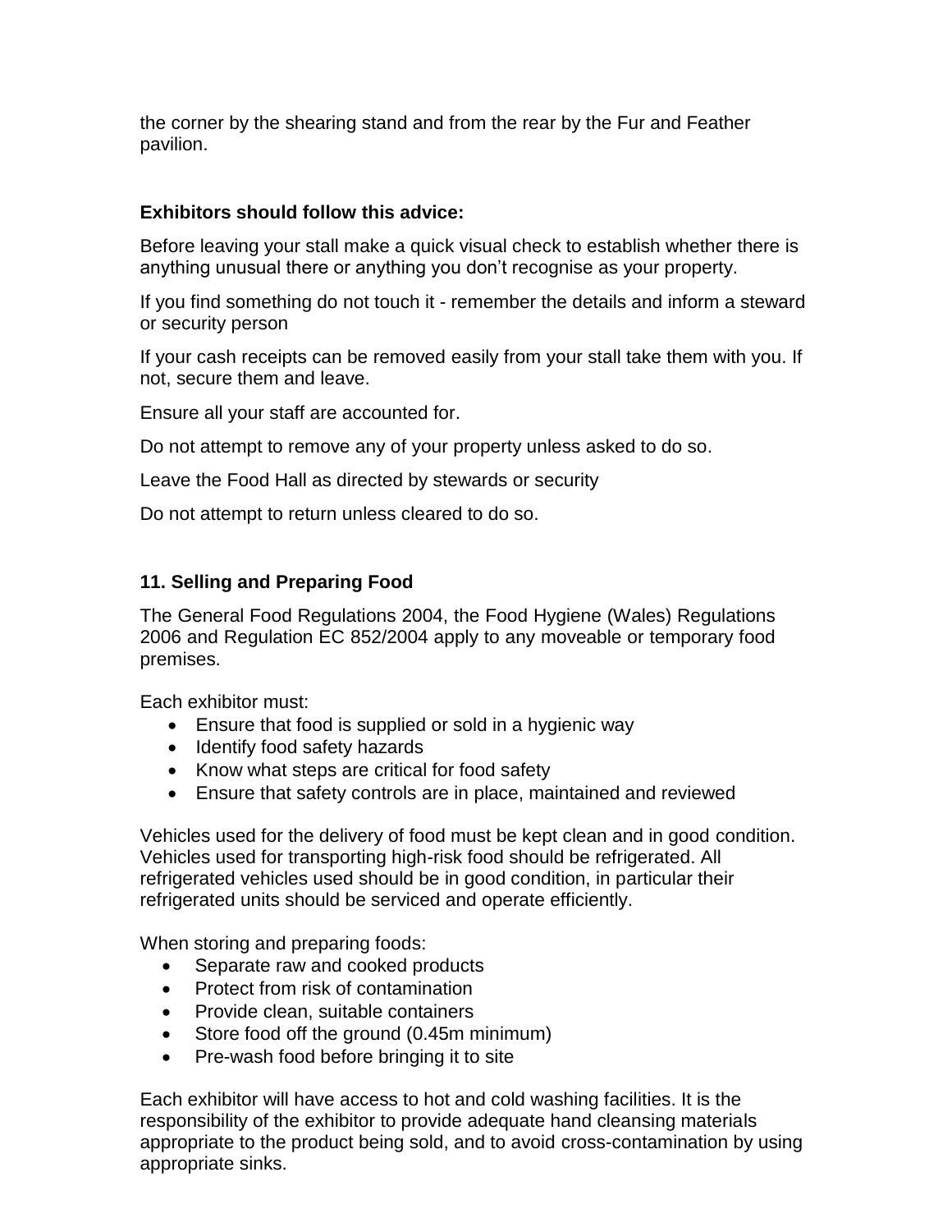the corner by the shearing stand and from the rear by the Fur and Feather pavilion.

**Exhibitors should follow this advice:**

Before leaving your stall make a quick visual check to establish whether there is anything unusual there or anything you don't recognise as your property.

If you find something do not touch it - remember the details and inform a steward or security person

If your cash receipts can be removed easily from your stall take them with you. If not, secure them and leave.

Ensure all your staff are accounted for.

Do not attempt to remove any of your property unless asked to do so.

Leave the Food Hall as directed by stewards or security

Do not attempt to return unless cleared to do so.

## 11. Selling and Preparing Food

The General Food Regulations 2004, the Food Hygiene (Wales) Regulations 2006 and Regulation EC 852/2004 apply to any moveable or temporary food premises.

Each exhibitor must:

- Ensure that food is supplied or sold in a hygienic way
- Identify food safety hazards
- Know what steps are critical for food safety
- Ensure that safety controls are in place, maintained and reviewed

Vehicles used for the delivery of food must be kept clean and in good condition. Vehicles used for transporting high-risk food should be refrigerated. All refrigerated vehicles used should be in good condition, in particular their refrigerated units should be serviced and operate efficiently.

When storing and preparing foods:

- Separate raw and cooked products
- Protect from risk of contamination
- Provide clean, suitable containers
- Store food off the ground (0.45m minimum)
- Pre-wash food before bringing it to site

Each exhibitor will have access to hot and cold washing facilities. It is the responsibility of the exhibitor to provide adequate hand cleansing materials appropriate to the product being sold, and to avoid cross-contamination by using appropriate sinks.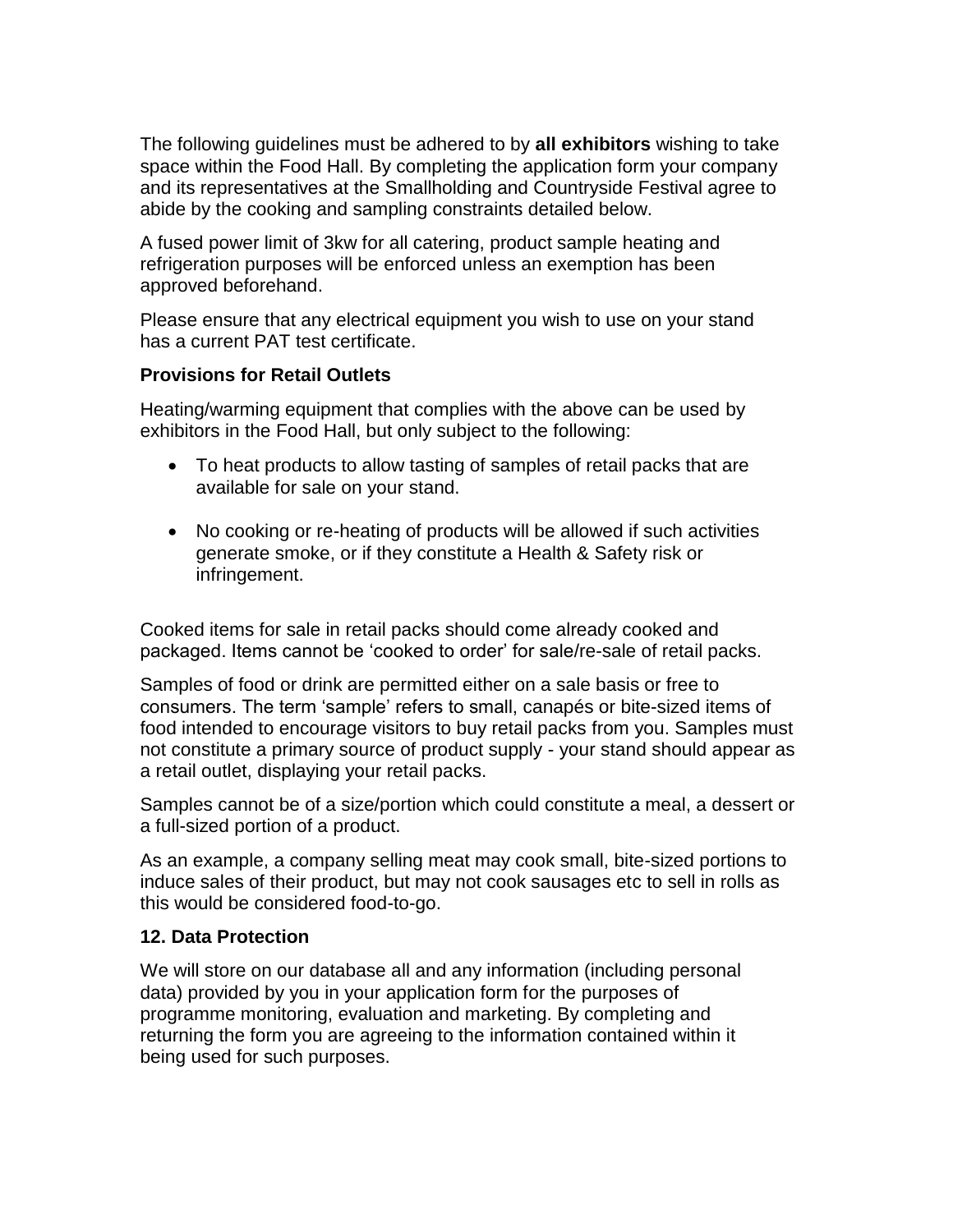The following guidelines must be adhered to by **all exhibitors** wishing to take space within the Food Hall. By completing the application form your company and its representatives at the Smallholding and Countryside Festival agree to abide by the cooking and sampling constraints detailed below.

A fused power limit of 3kw for all catering, product sample heating and refrigeration purposes will be enforced unless an exemption has been approved beforehand.

Please ensure that any electrical equipment you wish to use on your stand has a current PAT test certificate.

**Provisions for Retail Outlets**

Heating/warming equipment that complies with the above can be used by exhibitors in the Food Hall, but only subject to the following:

- To heat products to allow tasting of samples of retail packs that are available for sale on your stand.
- No cooking or re-heating of products will be allowed if such activities generate smoke, or if they constitute a Health & Safety risk or infringement.

Cooked items for sale in retail packs should come already cooked and packaged. Items cannot be 'cooked to order' for sale/re-sale of retail packs.

Samples of food or drink are permitted either on a sale basis or free to consumers. The term 'sample' refers to small, canapés or bite-sized items of food intended to encourage visitors to buy retail packs from you. Samples must not constitute a primary source of product supply - your stand should appear as a retail outlet, displaying your retail packs.

Samples cannot be of a size/portion which could constitute a meal, a dessert or a full-sized portion of a product.

As an example, a company selling meat may cook small, bite-sized portions to induce sales of their product, but may not cook sausages etc to sell in rolls as this would be considered food-to-go.

**12. Data Protection**

We will store on our database all and any information (including personal data) provided by you in your application form for the purposes of programme monitoring, evaluation and marketing. By completing and returning the form you are agreeing to the information contained within it being used for such purposes.